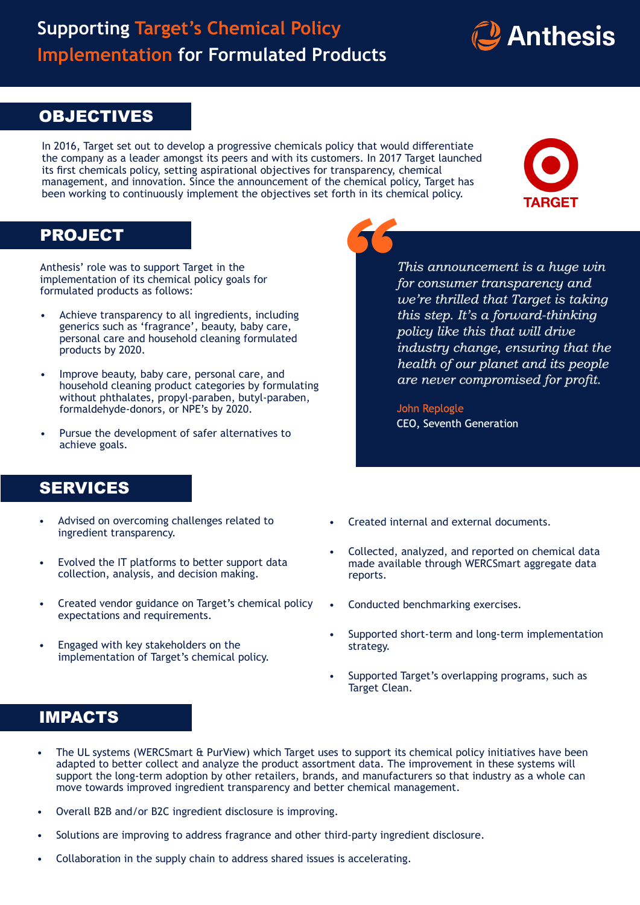# Supporting Target's Chemical Policy Implementation for Formulated Products

Anthesis

## OBJECTIVES

In 2016, Target set out to develop a progressive chemicals policy that would differentiate the company as a leader amongst its peers and with its customers. In 2017 Target launched its first chemicals policy, setting aspirational objectives for transparency, chemical management, and innovation. Since the announcement of the chemical policy, Target has been working to continuously implement the objectives set forth in its chemical policy.

TARGET

## PROJECT

Anthesis' role was to support Target in the implementation of its chemical policy goals for formulated products as follows:

- Achieve transparency to all ingredients, including generics such as 'fragrance', beauty, baby care, personal care and household cleaning formulated products by 2020.
- Improve beauty, baby care, personal care, and household cleaning product categories by formulating without phthalates, propyl-paraben, butyl-paraben, formaldehyde-donors, or NPE's by 2020.
- Pursue the development of safer alternatives to achieve goals.

> *This announcement is a huge win for consumer transparency and we're thrilled that Target is taking this step. It's a forward-thinking policy like this that will drive industry change, ensuring that the health of our planet and its people are never compromised for profit.*
>
> John Replogle
> CEO, Seventh Generation

## SERVICES

- Advised on overcoming challenges related to ingredient transparency.
- Evolved the IT platforms to better support data collection, analysis, and decision making.
- Created vendor guidance on Target's chemical policy expectations and requirements.
- Engaged with key stakeholders on the implementation of Target's chemical policy.
- Created internal and external documents.
- Collected, analyzed, and reported on chemical data made available through WERCSmart aggregate data reports.
- Conducted benchmarking exercises.
- Supported short-term and long-term implementation strategy.
- Supported Target's overlapping programs, such as Target Clean.

## IMPACTS

- The UL systems (WERCSmart & PurView) which Target uses to support its chemical policy initiatives have been adapted to better collect and analyze the product assortment data. The improvement in these systems will support the long-term adoption by other retailers, brands, and manufacturers so that industry as a whole can move towards improved ingredient transparency and better chemical management.
- Overall B2B and/or B2C ingredient disclosure is improving.
- Solutions are improving to address fragrance and other third-party ingredient disclosure.
- Collaboration in the supply chain to address shared issues is accelerating.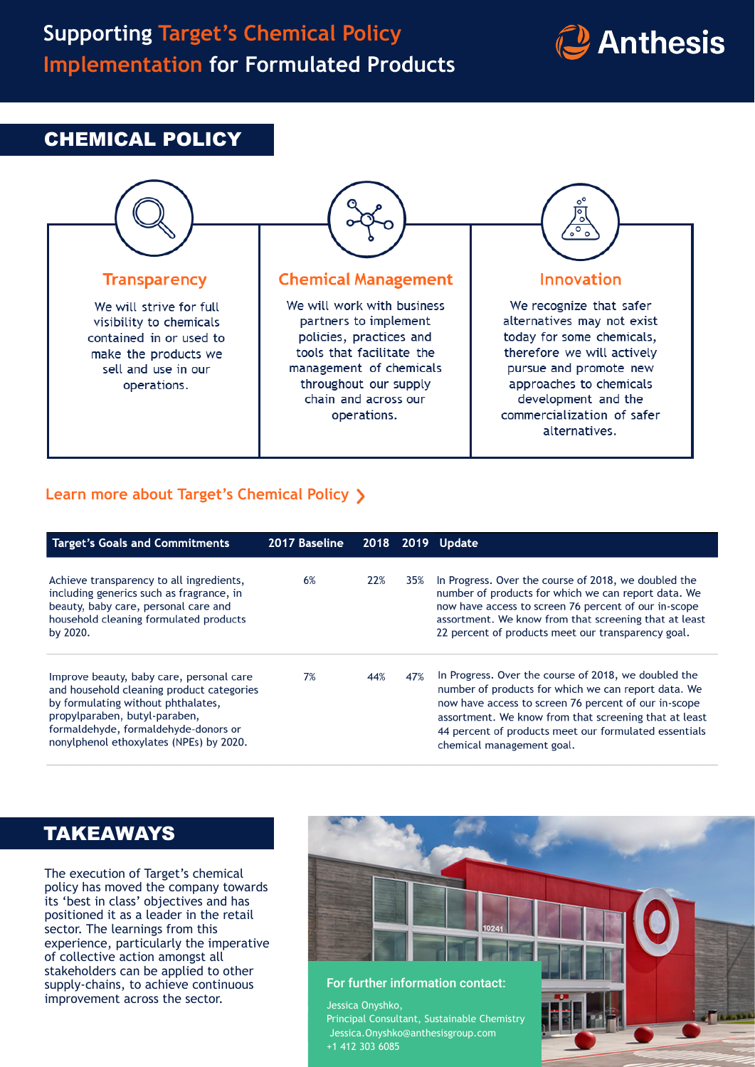# Supporting Target's Chemical Policy Implementation for Formulated Products

Anthesis

## CHEMICAL POLICY

### Transparency

We will strive for full visibility to chemicals contained in or used to make the products we sell and use in our operations.

### Chemical Management

We will work with business partners to implement policies, practices and tools that facilitate the management of chemicals throughout our supply chain and across our operations.

### Innovation

We recognize that safer alternatives may not exist today for some chemicals, therefore we will actively pursue and promote new approaches to chemicals development and the commercialization of safer alternatives.

Learn more about Target's Chemical Policy ❯

| Target's Goals and Commitments | 2017 Baseline | 2018 | 2019 | Update |
|---|---|---|---|---|
| Achieve transparency to all ingredients, including generics such as fragrance, in beauty, baby care, personal care and household cleaning formulated products by 2020. | 6% | 22% | 35% | In Progress. Over the course of 2018, we doubled the number of products for which we can report data. We now have access to screen 76 percent of our in-scope assortment. We know from that screening that at least 22 percent of products meet our transparency goal. |
| Improve beauty, baby care, personal care and household cleaning product categories by formulating without phthalates, propylparaben, butyl-paraben, formaldehyde, formaldehyde-donors or nonylphenol ethoxylates (NPEs) by 2020. | 7% | 44% | 47% | In Progress. Over the course of 2018, we doubled the number of products for which we can report data. We now have access to screen 76 percent of our in-scope assortment. We know from that screening that at least 44 percent of products meet our formulated essentials chemical management goal. |

## TAKEAWAYS

The execution of Target's chemical policy has moved the company towards its 'best in class' objectives and has positioned it as a leader in the retail sector. The learnings from this experience, particularly the imperative of collective action amongst all stakeholders can be applied to other supply-chains, to achieve continuous improvement across the sector.

**For further information contact:**

Jessica Onyshko,
Principal Consultant, Sustainable Chemistry
Jessica.Onyshko@anthesisgroup.com
+1 412 303 6085